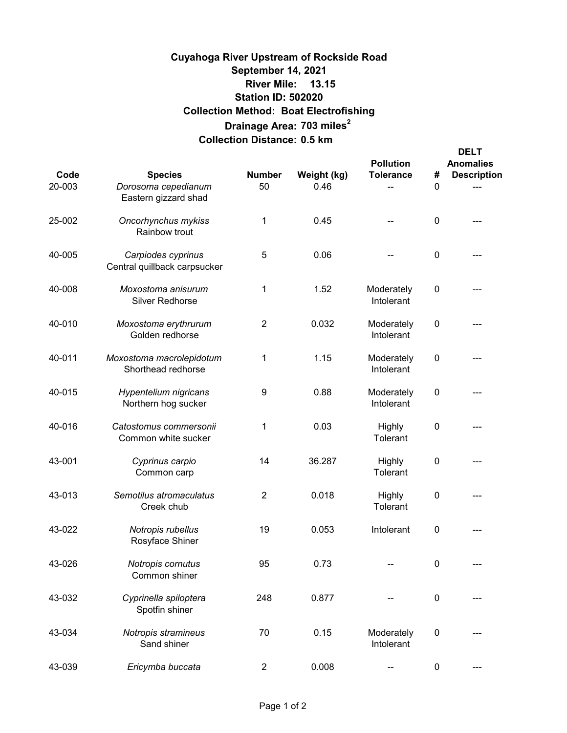**Cuyahoga River Upstream of Rockside Road**
**September 14, 2021**
**River Mile: 13.15**
**Station ID: 502020**
**Collection Method: Boat Electrofishing**
**Drainage Area: 703 miles$^2$**
**Collection Distance: 0.5 km**

| Code | Species | Number | Weight (kg) | Pollution Tolerance | DELT Anomalies # | DELT Anomalies Description |
|---|---|---|---|---|---|---|
| 20-003 | *Dorosoma cepedianum* Eastern gizzard shad | 50 | 0.46 | -- | 0 | --- |
| 25-002 | *Oncorhynchus mykiss* Rainbow trout | 1 | 0.45 | -- | 0 | --- |
| 40-005 | *Carpiodes cyprinus* Central quillback carpsucker | 5 | 0.06 | -- | 0 | --- |
| 40-008 | *Moxostoma anisurum* Silver Redhorse | 1 | 1.52 | Moderately Intolerant | 0 | --- |
| 40-010 | *Moxostoma erythrurum* Golden redhorse | 2 | 0.032 | Moderately Intolerant | 0 | --- |
| 40-011 | *Moxostoma macrolepidotum* Shorthead redhorse | 1 | 1.15 | Moderately Intolerant | 0 | --- |
| 40-015 | *Hypentelium nigricans* Northern hog sucker | 9 | 0.88 | Moderately Intolerant | 0 | --- |
| 40-016 | *Catostomus commersonii* Common white sucker | 1 | 0.03 | Highly Tolerant | 0 | --- |
| 43-001 | *Cyprinus carpio* Common carp | 14 | 36.287 | Highly Tolerant | 0 | --- |
| 43-013 | *Semotilus atromaculatus* Creek chub | 2 | 0.018 | Highly Tolerant | 0 | --- |
| 43-022 | *Notropis rubellus* Rosyface Shiner | 19 | 0.053 | Intolerant | 0 | --- |
| 43-026 | *Notropis cornutus* Common shiner | 95 | 0.73 | -- | 0 | --- |
| 43-032 | *Cyprinella spiloptera* Spotfin shiner | 248 | 0.877 | -- | 0 | --- |
| 43-034 | *Notropis stramineus* Sand shiner | 70 | 0.15 | Moderately Intolerant | 0 | --- |
| 43-039 | *Ericymba buccata* | 2 | 0.008 | -- | 0 | --- |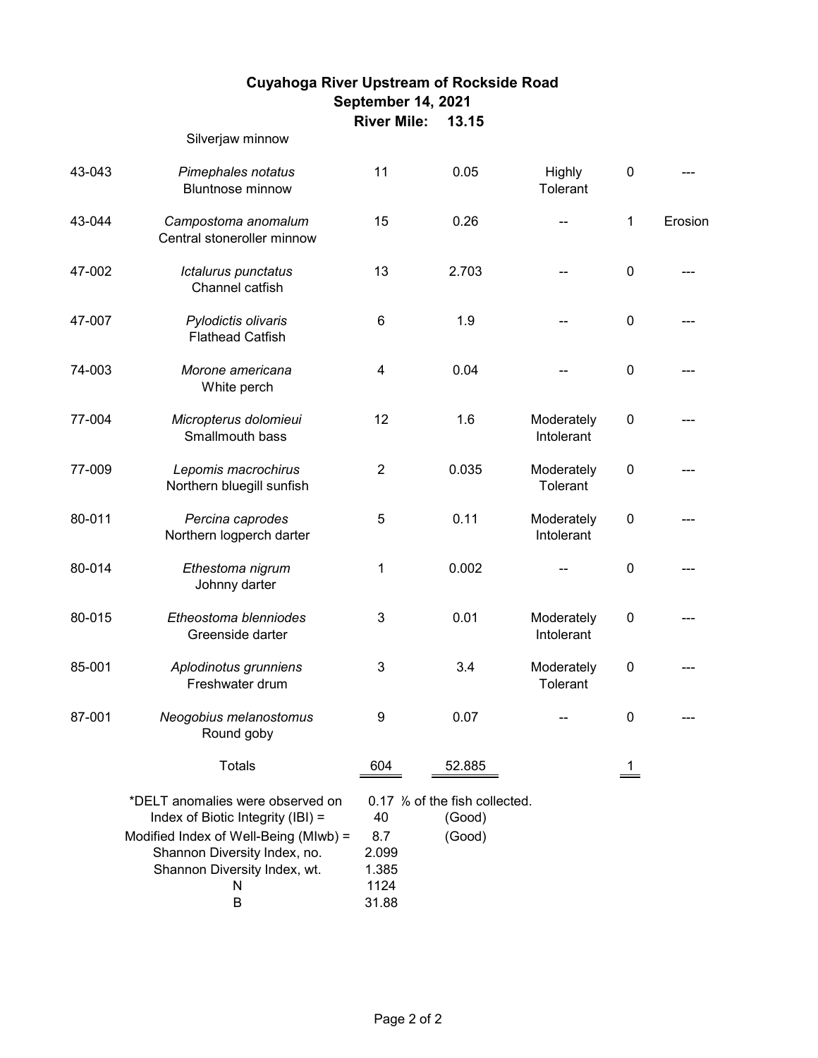# Cuyahoga River Upstream of Rockside Road

**September 14, 2021**

**River Mile: 13.15**

| | Species | | | | | |
|---|---|---|---|---|---|---|
| | Silverjaw minnow | | | | | |
| 43-043 | *Pimephales notatus* Bluntnose minnow | 11 | 0.05 | Highly Tolerant | 0 | --- |
| 43-044 | *Campostoma anomalum* Central stoneroller minnow | 15 | 0.26 | -- | 1 | Erosion |
| 47-002 | *Ictalurus punctatus* Channel catfish | 13 | 2.703 | -- | 0 | --- |
| 47-007 | *Pylodictis olivaris* Flathead Catfish | 6 | 1.9 | -- | 0 | --- |
| 74-003 | *Morone americana* White perch | 4 | 0.04 | -- | 0 | --- |
| 77-004 | *Micropterus dolomieui* Smallmouth bass | 12 | 1.6 | Moderately Intolerant | 0 | --- |
| 77-009 | *Lepomis macrochirus* Northern bluegill sunfish | 2 | 0.035 | Moderately Tolerant | 0 | --- |
| 80-011 | *Percina caprodes* Northern logperch darter | 5 | 0.11 | Moderately Intolerant | 0 | --- |
| 80-014 | *Ethestoma nigrum* Johnny darter | 1 | 0.002 | -- | 0 | --- |
| 80-015 | *Etheostoma blenniodes* Greenside darter | 3 | 0.01 | Moderately Intolerant | 0 | --- |
| 85-001 | *Aplodinotus grunniens* Freshwater drum | 3 | 3.4 | Moderately Tolerant | 0 | --- |
| 87-001 | *Neogobius melanostomus* Round goby | 9 | 0.07 | -- | 0 | --- |
| | Totals | 604 | 52.885 | | 1 | |

*DELT anomalies were observed on 0.17 % of the fish collected.

| | | |
|---|---|---|
| Index of Biotic Integrity (IBI) = | 40 | (Good) |
| Modified Index of Well-Being (MIwb) = | 8.7 | (Good) |
| Shannon Diversity Index, no. | 2.099 | |
| Shannon Diversity Index, wt. | 1.385 | |
| N | 1124 | |
| B | 31.88 | |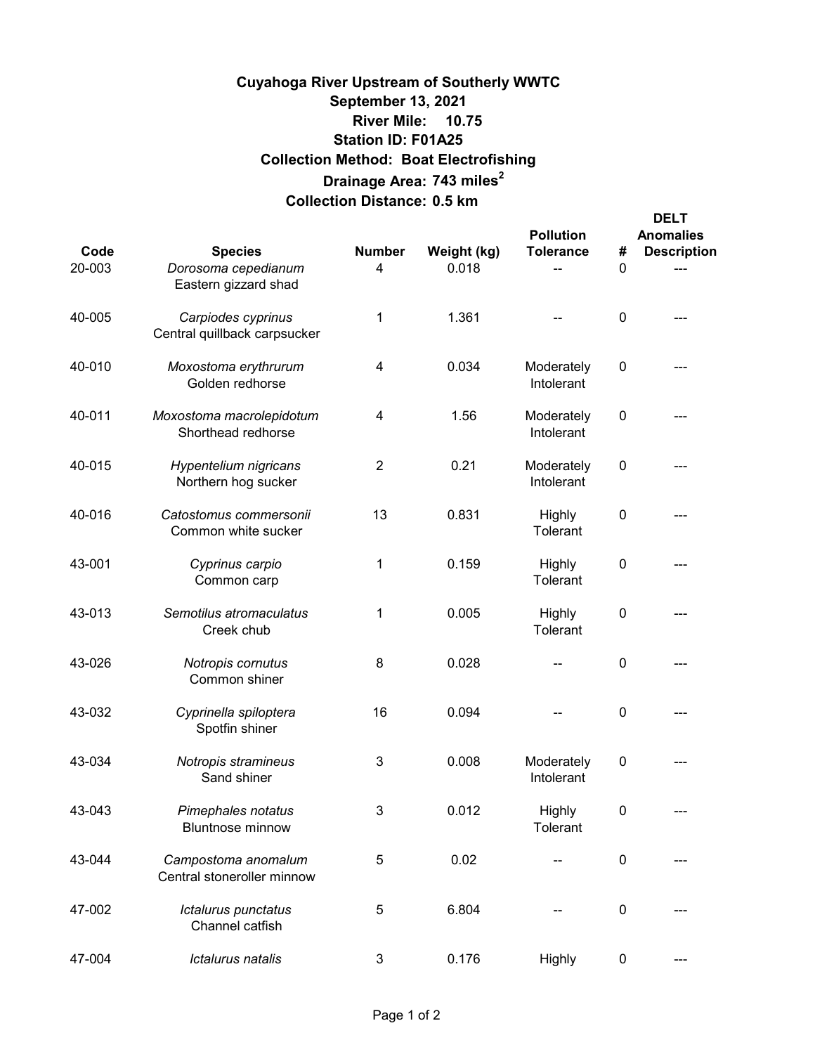**Cuyahoga River Upstream of Southerly WWTC**
**September 13, 2021**
**River Mile: 10.75**
**Station ID: F01A25**
**Collection Method: Boat Electrofishing**
**Drainage Area: 743 miles$^2$**
**Collection Distance: 0.5 km**

| Code | Species | Number | Weight (kg) | Pollution Tolerance | DELT Anomalies # | DELT Anomalies Description |
|---|---|---|---|---|---|---|
| 20-003 | *Dorosoma cepedianum* Eastern gizzard shad | 4 | 0.018 | -- | 0 | --- |
| 40-005 | *Carpiodes cyprinus* Central quillback carpsucker | 1 | 1.361 | -- | 0 | --- |
| 40-010 | *Moxostoma erythrurum* Golden redhorse | 4 | 0.034 | Moderately Intolerant | 0 | --- |
| 40-011 | *Moxostoma macrolepidotum* Shorthead redhorse | 4 | 1.56 | Moderately Intolerant | 0 | --- |
| 40-015 | *Hypentelium nigricans* Northern hog sucker | 2 | 0.21 | Moderately Intolerant | 0 | --- |
| 40-016 | *Catostomus commersonii* Common white sucker | 13 | 0.831 | Highly Tolerant | 0 | --- |
| 43-001 | *Cyprinus carpio* Common carp | 1 | 0.159 | Highly Tolerant | 0 | --- |
| 43-013 | *Semotilus atromaculatus* Creek chub | 1 | 0.005 | Highly Tolerant | 0 | --- |
| 43-026 | *Notropis cornutus* Common shiner | 8 | 0.028 | -- | 0 | --- |
| 43-032 | *Cyprinella spiloptera* Spotfin shiner | 16 | 0.094 | -- | 0 | --- |
| 43-034 | *Notropis stramineus* Sand shiner | 3 | 0.008 | Moderately Intolerant | 0 | --- |
| 43-043 | *Pimephales notatus* Bluntnose minnow | 3 | 0.012 | Highly Tolerant | 0 | --- |
| 43-044 | *Campostoma anomalum* Central stoneroller minnow | 5 | 0.02 | -- | 0 | --- |
| 47-002 | *Ictalurus punctatus* Channel catfish | 5 | 6.804 | -- | 0 | --- |
| 47-004 | *Ictalurus natalis* | 3 | 0.176 | Highly | 0 | --- |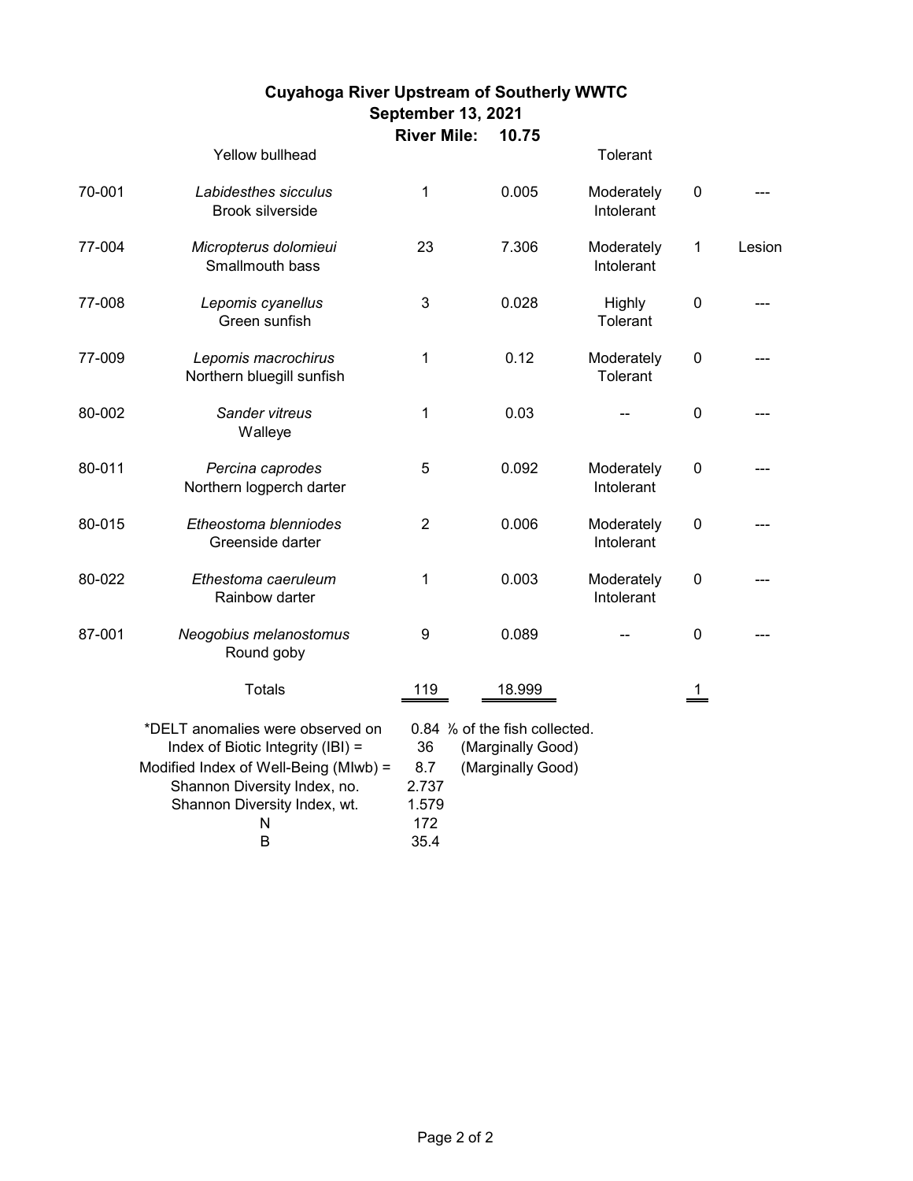# Cuyahoga River Upstream of Southerly WWTC

**September 13, 2021**

**River Mile: 10.75**

| | | | | | | |
|---|---|---|---|---|---|---|
| | Yellow bullhead | | | Tolerant | | |
| 70-001 | *Labidesthes sicculus* Brook silverside | 1 | 0.005 | Moderately Intolerant | 0 | --- |
| 77-004 | *Micropterus dolomieui* Smallmouth bass | 23 | 7.306 | Moderately Intolerant | 1 | Lesion |
| 77-008 | *Lepomis cyanellus* Green sunfish | 3 | 0.028 | Highly Tolerant | 0 | --- |
| 77-009 | *Lepomis macrochirus* Northern bluegill sunfish | 1 | 0.12 | Moderately Tolerant | 0 | --- |
| 80-002 | *Sander vitreus* Walleye | 1 | 0.03 | -- | 0 | --- |
| 80-011 | *Percina caprodes* Northern logperch darter | 5 | 0.092 | Moderately Intolerant | 0 | --- |
| 80-015 | *Etheostoma blenniodes* Greenside darter | 2 | 0.006 | Moderately Intolerant | 0 | --- |
| 80-022 | *Ethestoma caeruleum* Rainbow darter | 1 | 0.003 | Moderately Intolerant | 0 | --- |
| 87-001 | *Neogobius melanostomus* Round goby | 9 | 0.089 | -- | 0 | --- |
| | Totals | 119 | 18.999 | | 1 | |

| | | |
|---|---|---|
| *DELT anomalies were observed on | 0.84 | % of the fish collected. |
| Index of Biotic Integrity (IBI) = | 36 | (Marginally Good) |
| Modified Index of Well-Being (MIwb) = | 8.7 | (Marginally Good) |
| Shannon Diversity Index, no. | 2.737 | |
| Shannon Diversity Index, wt. | 1.579 | |
| N | 172 | |
| B | 35.4 | |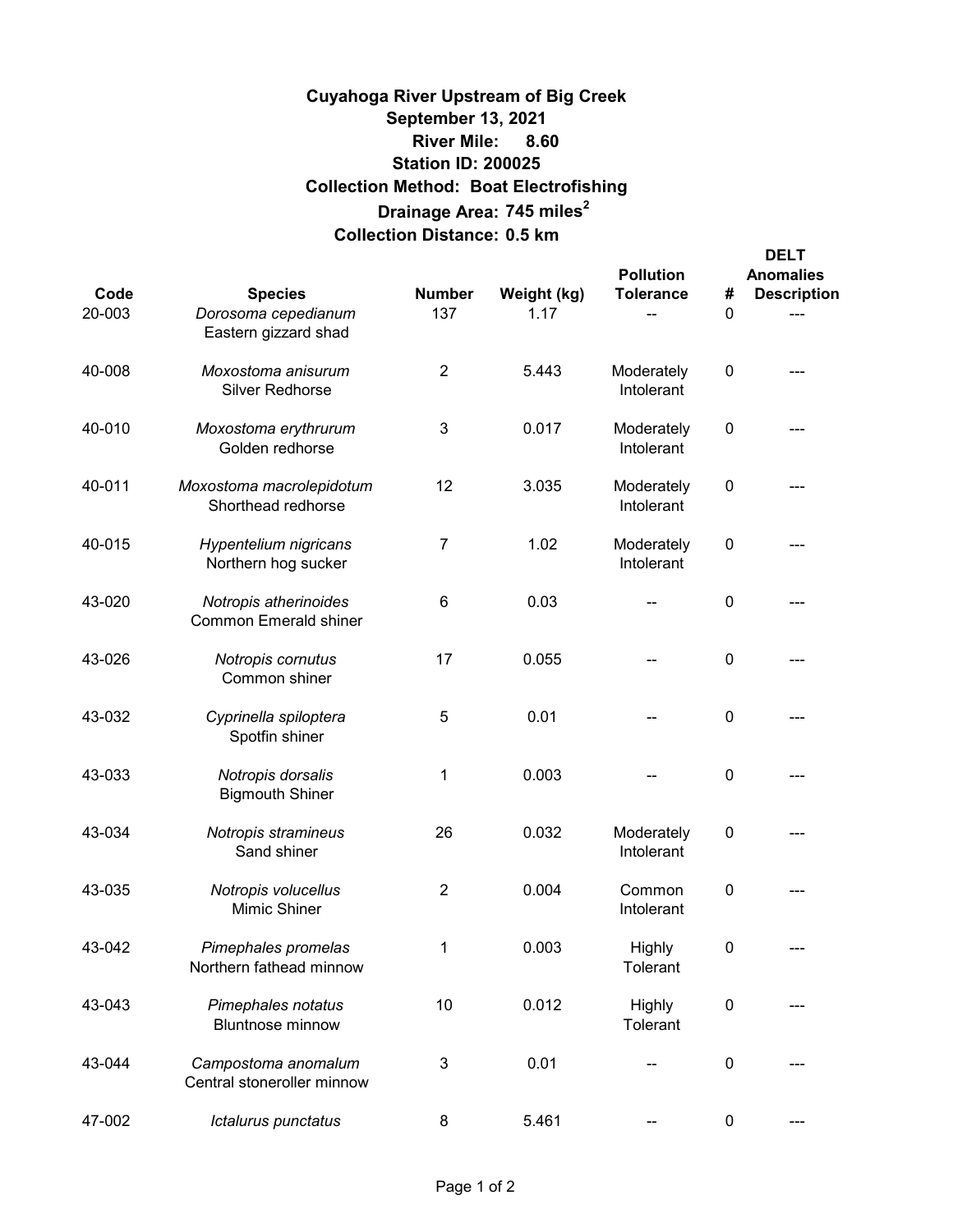**Cuyahoga River Upstream of Big Creek**
**September 13, 2021**
**River Mile: 8.60**
**Station ID: 200025**
**Collection Method: Boat Electrofishing**
**Drainage Area: 745 miles$^2$**
**Collection Distance: 0.5 km**

| Code | Species | Number | Weight (kg) | Pollution Tolerance | DELT Anomalies # | DELT Anomalies Description |
|---|---|---|---|---|---|---|
| 20-003 | *Dorosoma cepedianum* Eastern gizzard shad | 137 | 1.17 | -- | 0 | --- |
| 40-008 | *Moxostoma anisurum* Silver Redhorse | 2 | 5.443 | Moderately Intolerant | 0 | --- |
| 40-010 | *Moxostoma erythrurum* Golden redhorse | 3 | 0.017 | Moderately Intolerant | 0 | --- |
| 40-011 | *Moxostoma macrolepidotum* Shorthead redhorse | 12 | 3.035 | Moderately Intolerant | 0 | --- |
| 40-015 | *Hypentelium nigricans* Northern hog sucker | 7 | 1.02 | Moderately Intolerant | 0 | --- |
| 43-020 | *Notropis atherinoides* Common Emerald shiner | 6 | 0.03 | -- | 0 | --- |
| 43-026 | *Notropis cornutus* Common shiner | 17 | 0.055 | -- | 0 | --- |
| 43-032 | *Cyprinella spiloptera* Spotfin shiner | 5 | 0.01 | -- | 0 | --- |
| 43-033 | *Notropis dorsalis* Bigmouth Shiner | 1 | 0.003 | -- | 0 | --- |
| 43-034 | *Notropis stramineus* Sand shiner | 26 | 0.032 | Moderately Intolerant | 0 | --- |
| 43-035 | *Notropis volucellus* Mimic Shiner | 2 | 0.004 | Common Intolerant | 0 | --- |
| 43-042 | *Pimephales promelas* Northern fathead minnow | 1 | 0.003 | Highly Tolerant | 0 | --- |
| 43-043 | *Pimephales notatus* Bluntnose minnow | 10 | 0.012 | Highly Tolerant | 0 | --- |
| 43-044 | *Campostoma anomalum* Central stoneroller minnow | 3 | 0.01 | -- | 0 | --- |
| 47-002 | *Ictalurus punctatus* | 8 | 5.461 | -- | 0 | --- |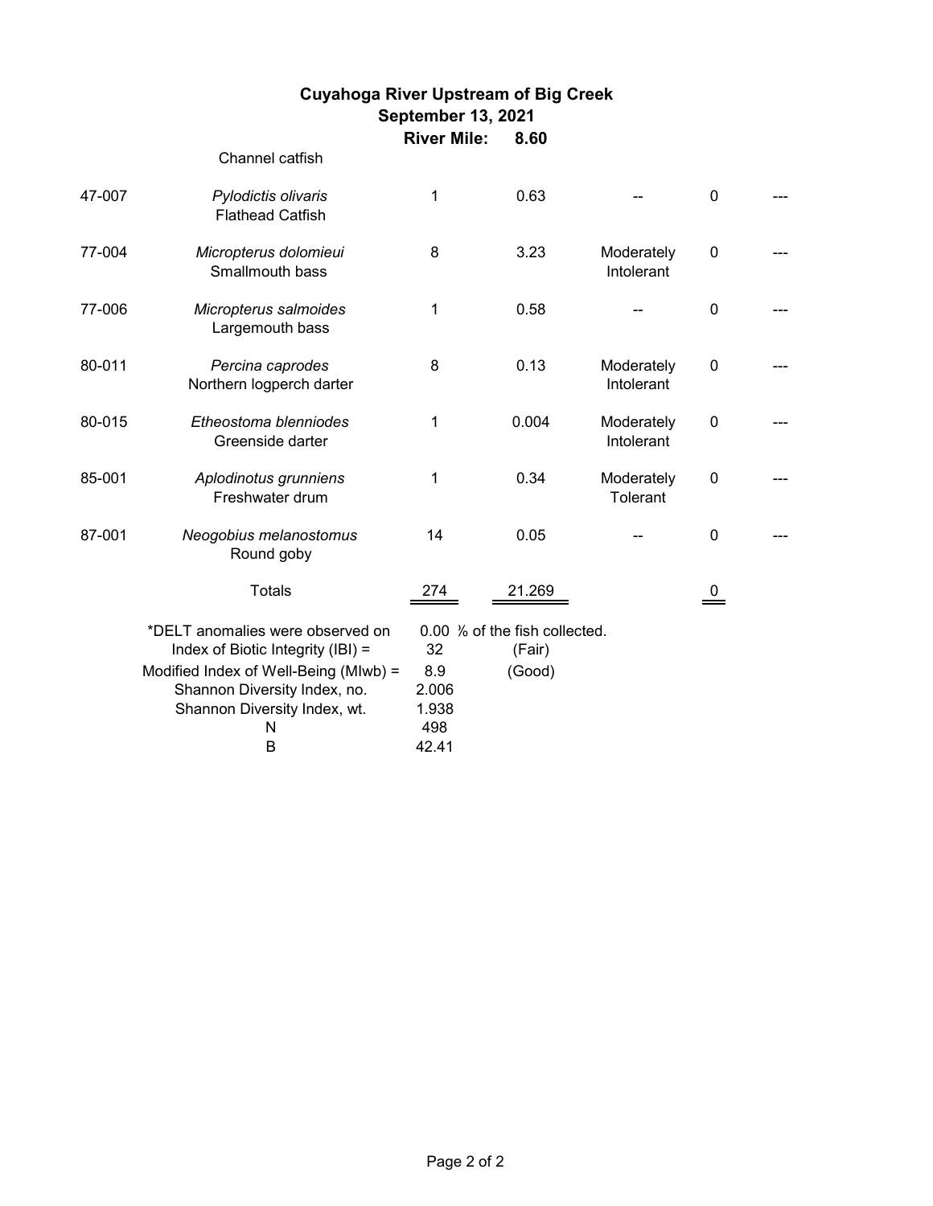**Cuyahoga River Upstream of Big Creek**
**September 13, 2021**
**River Mile: 8.60**

| | | | | | | |
|---|---|---|---|---|---|---|
| | Channel catfish | | | | | |
| 47-007 | *Pylodictis olivaris* Flathead Catfish | 1 | 0.63 | -- | 0 | --- |
| 77-004 | *Micropterus dolomieui* Smallmouth bass | 8 | 3.23 | Moderately Intolerant | 0 | --- |
| 77-006 | *Micropterus salmoides* Largemouth bass | 1 | 0.58 | -- | 0 | --- |
| 80-011 | *Percina caprodes* Northern logperch darter | 8 | 0.13 | Moderately Intolerant | 0 | --- |
| 80-015 | *Etheostoma blenniodes* Greenside darter | 1 | 0.004 | Moderately Intolerant | 0 | --- |
| 85-001 | *Aplodinotus grunniens* Freshwater drum | 1 | 0.34 | Moderately Tolerant | 0 | --- |
| 87-001 | *Neogobius melanostomus* Round goby | 14 | 0.05 | -- | 0 | --- |
| | Totals | 274 | 21.269 | | 0 | |

*DELT anomalies were observed on 0.00 % of the fish collected.
Index of Biotic Integrity (IBI) = 32 (Fair)
Modified Index of Well-Being (MIwb) = 8.9 (Good)
Shannon Diversity Index, no. 2.006
Shannon Diversity Index, wt. 1.938
N 498
B 42.41